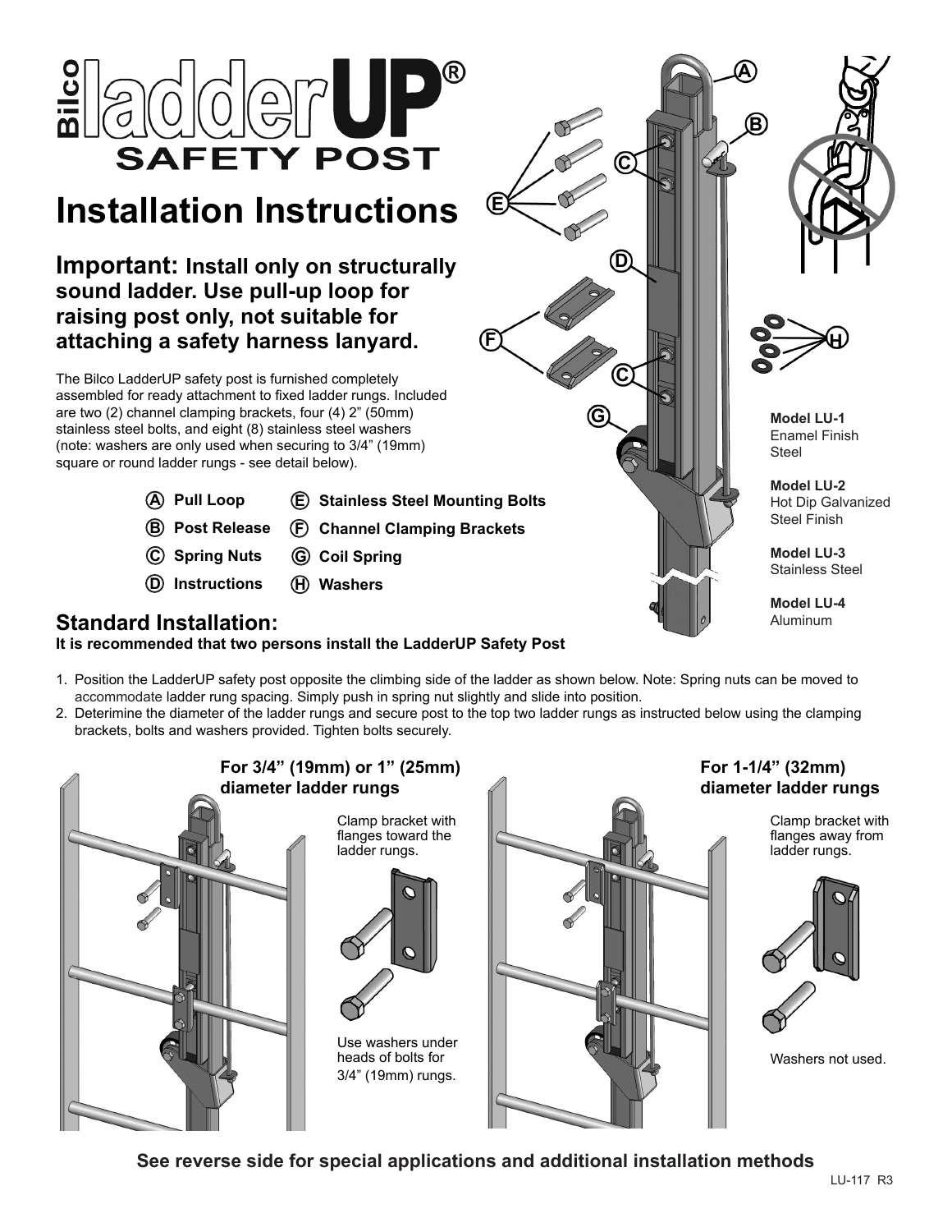# Bilco ladderUP® SAFETY POST

# Installation Instructions

## Important: Install only on structurally sound ladder. Use pull-up loop for raising post only, not suitable for attaching a safety harness lanyard.

The Bilco LadderUP safety post is furnished completely assembled for ready attachment to fixed ladder rungs. Included are two (2) channel clamping brackets, four (4) 2” (50mm) stainless steel bolts, and eight (8) stainless steel washers (note: washers are only used when securing to 3/4” (19mm) square or round ladder rungs - see detail below).

- **(A) Pull Loop**
- **(B) Post Release**
- **(C) Spring Nuts**
- **(D) Instructions**
- **(E) Stainless Steel Mounting Bolts**
- **(F) Channel Clamping Brackets**
- **(G) Coil Spring**
- **(H) Washers**

**Model LU-1**
Enamel Finish Steel

**Model LU-2**
Hot Dip Galvanized Steel Finish

**Model LU-3**
Stainless Steel

**Model LU-4**
Aluminum

## Standard Installation:

**It is recommended that two persons install the LadderUP Safety Post**

1. Position the LadderUP safety post opposite the climbing side of the ladder as shown below. Note: Spring nuts can be moved to accommodate ladder rung spacing. Simply push in spring nut slightly and slide into position.
2. Deterimine the diameter of the ladder rungs and secure post to the top two ladder rungs as instructed below using the clamping brackets, bolts and washers provided. Tighten bolts securely.

### For 3/4” (19mm) or 1” (25mm) diameter ladder rungs

Clamp bracket with flanges toward the ladder rungs.

Use washers under heads of bolts for 3/4” (19mm) rungs.

### For 1-1/4” (32mm) diameter ladder rungs

Clamp bracket with flanges away from ladder rungs.

Washers not used.

**See reverse side for special applications and additional installation methods**

LU-117 R3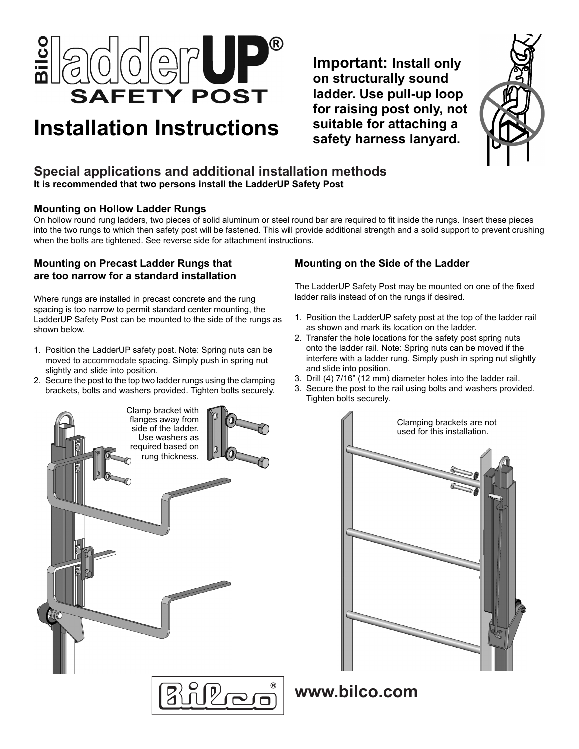# Bilco ladderUP® SAFETY POST

# Installation Instructions

**Important: Install only on structurally sound ladder. Use pull-up loop for raising post only, not suitable for attaching a safety harness lanyard.**

## Special applications and additional installation methods

**It is recommended that two persons install the LadderUP Safety Post**

### Mounting on Hollow Ladder Rungs

On hollow round rung ladders, two pieces of solid aluminum or steel round bar are required to fit inside the rungs. Insert these pieces into the two rungs to which then safety post will be fastened. This will provide additional strength and a solid support to prevent crushing when the bolts are tightened. See reverse side for attachment instructions.

### Mounting on Precast Ladder Rungs that are too narrow for a standard installation

Where rungs are installed in precast concrete and the rung spacing is too narrow to permit standard center mounting, the LadderUP Safety Post can be mounted to the side of the rungs as shown below.

1. Position the LadderUP safety post. Note: Spring nuts can be moved to accommodate spacing. Simply push in spring nut slightly and slide into position.
2. Secure the post to the top two ladder rungs using the clamping brackets, bolts and washers provided. Tighten bolts securely.

Clamp bracket with flanges away from side of the ladder. Use washers as required based on rung thickness.

### Mounting on the Side of the Ladder

The LadderUP Safety Post may be mounted on one of the fixed ladder rails instead of on the rungs if desired.

1. Position the LadderUP safety post at the top of the ladder rail as shown and mark its location on the ladder.
2. Transfer the hole locations for the safety post spring nuts onto the ladder rail. Note: Spring nuts can be moved if the interfere with a ladder rung. Simply push in spring nut slightly and slide into position.
3. Drill (4) 7/16” (12 mm) diameter holes into the ladder rail.
3. Secure the post to the rail using bolts and washers provided. Tighten bolts securely.

Clamping brackets are not used for this installation.

Bilco®

www.bilco.com